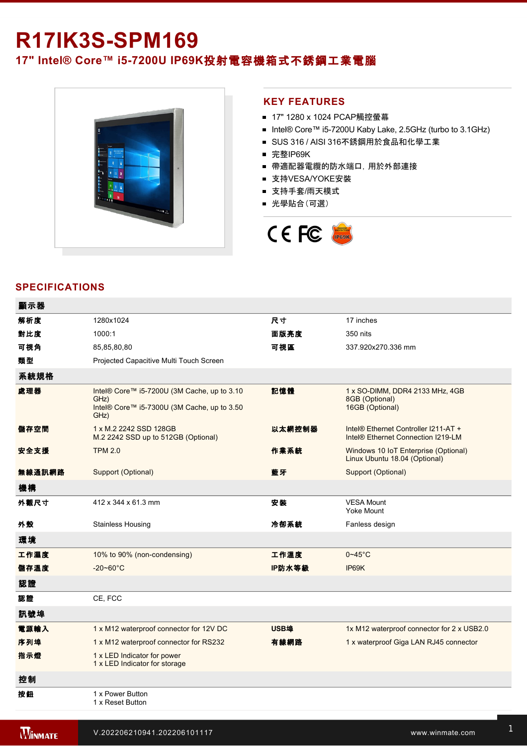# R17IK3S-SPM169

## 17" Intel® Core™ i5-7200U IP69K投射電容機箱式不銹鋼工業電腦

## KEY FEATURES

- 17" 1280 x 1024 PCAP觸控螢幕
- Intel® Core™ i5-7200U Kaby Lake, 2.5GHz (turbo to 3.1GHz)
- SUS 316 / AISI 316不銹鋼用於食品和化學工業
- 完整IP69K
- 帶適配器電纜的防水端口，用於外部連接
- 支持VESA/YOKE安裝
- 支持手套/雨天模式
- 光學貼合（可選）

## SPECIFICATIONS

| 顯示器 | | | |
|---|---|---|---|
| 解析度 | 1280x1024 | 尺寸 | 17 inches |
| 對比度 | 1000:1 | 面版亮度 | 350 nits |
| 可視角 | 85,85,80,80 | 可視區 | 337.920x270.336 mm |
| 類型 | Projected Capacitive Multi Touch Screen | | |
| **系統規格** | | | |
| 處理器 | Intel® Core™ i5-7200U (3M Cache, up to 3.10 GHz)<br>Intel® Core™ i5-7300U (3M Cache, up to 3.50 GHz) | 記憶體 | 1 x SO-DIMM, DDR4 2133 MHz, 4GB<br>8GB (Optional)<br>16GB (Optional) |
| 儲存空間 | 1 x M.2 2242 SSD 128GB<br>M.2 2242 SSD up to 512GB (Optional) | 以太網控制器 | Intel® Ethernet Controller I211-AT +<br>Intel® Ethernet Connection I219-LM |
| 安全支援 | TPM 2.0 | 作業系統 | Windows 10 IoT Enterprise (Optional)<br>Linux Ubuntu 18.04 (Optional) |
| 無線通訊網路 | Support (Optional) | 藍牙 | Support (Optional) |
| **機構** | | | |
| 外觀尺寸 | 412 x 344 x 61.3 mm | 安裝 | VESA Mount<br>Yoke Mount |
| 外殼 | Stainless Housing | 冷卻系統 | Fanless design |
| **環境** | | | |
| 工作濕度 | 10% to 90% (non-condensing) | 工作溫度 | 0~45°C |
| 儲存溫度 | -20~60°C | IP防水等級 | IP69K |
| **認證** | | | |
| 認證 | CE, FCC | | |
| **訊號埠** | | | |
| 電源輸入 | 1 x M12 waterproof connector for 12V DC | USB埠 | 1x M12 waterproof connector for 2 x USB2.0 |
| 序列埠 | 1 x M12 waterproof connector for RS232 | 有線網路 | 1 x waterproof Giga LAN RJ45 connector |
| 指示燈 | 1 x LED Indicator for power<br>1 x LED Indicator for storage | | |
| **控制** | | | |
| 按鈕 | 1 x Power Button<br>1 x Reset Button | | |

V.202206210941.202206101117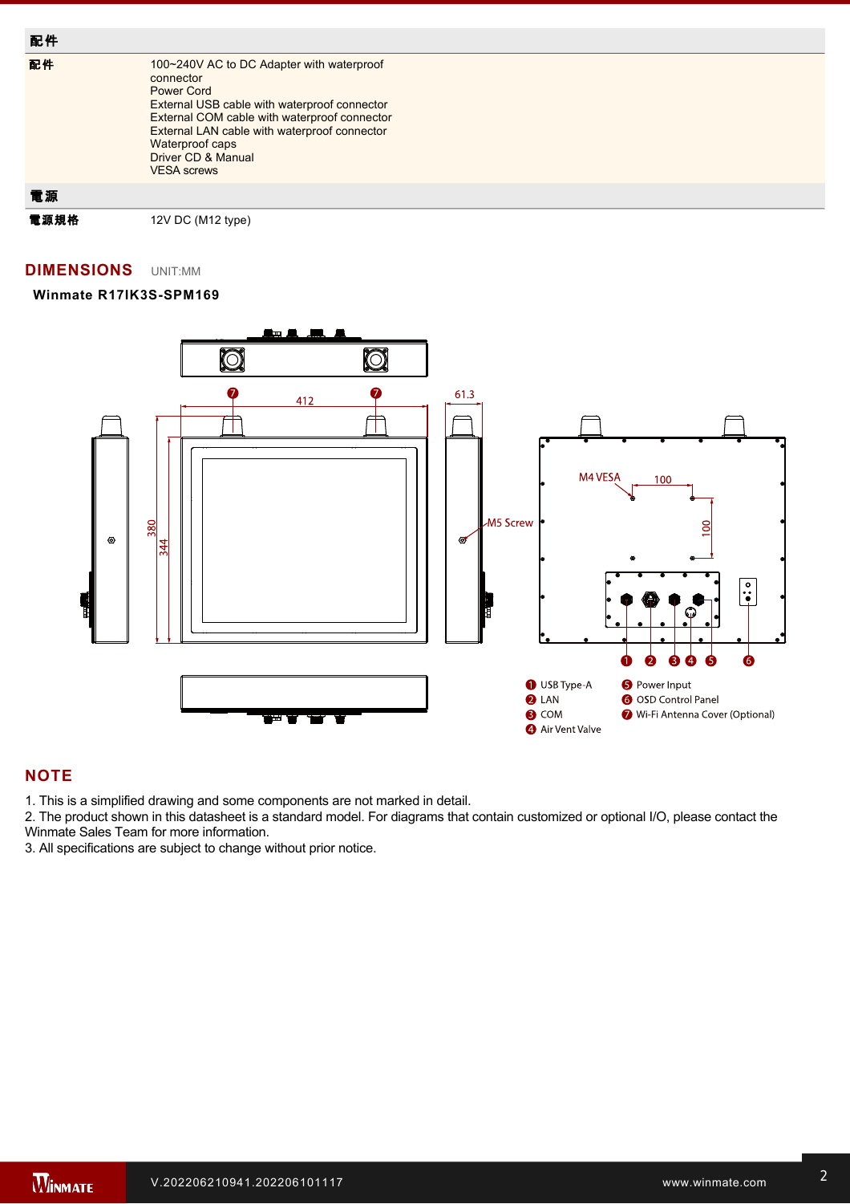| 配件 | |
|---|---|
| 配件 | 100~240V AC to DC Adapter with waterproof connector<br>Power Cord<br>External USB cable with waterproof connector<br>External COM cable with waterproof connector<br>External LAN cable with waterproof connector<br>Waterproof caps<br>Driver CD & Manual<br>VESA screws |
| **電源** | |
| 電源規格 | 12V DC (M12 type) |

## DIMENSIONS

UNIT:MM

**Winmate R17IK3S-SPM169**

412

61.3

380

344

M4 VESA

100

100

M5 Screw

1 USB Type-A

2 LAN

3 COM

4 Air Vent Valve

5 Power Input

6 OSD Control Panel

7 Wi-Fi Antenna Cover (Optional)

## NOTE

1. This is a simplified drawing and some components are not marked in detail.
2. The product shown in this datasheet is a standard model. For diagrams that contain customized or optional I/O, please contact the Winmate Sales Team for more information.
3. All specifications are subject to change without prior notice.